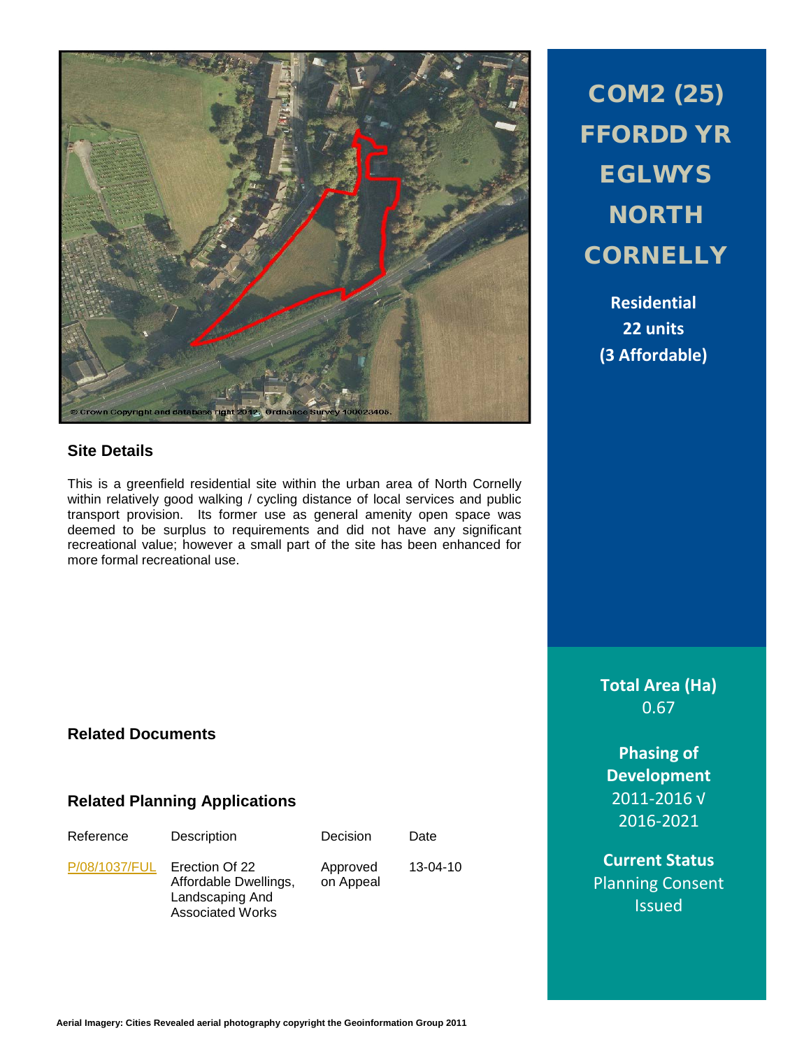# COM2 (25) FFORDD YR EGLWYS NORTH CORNELLY

**Residential**
**22 units**
**(3 Affordable)**

© Crown Copyright and database right 2012. Ordnance Survey 100023406.

## Site Details

This is a greenfield residential site within the urban area of North Cornelly within relatively good walking / cycling distance of local services and public transport provision. Its former use as general amenity open space was deemed to be surplus to requirements and did not have any significant recreational value; however a small part of the site has been enhanced for more formal recreational use.

**Total Area (Ha)**
0.67

**Phasing of Development**
2011-2016 √
2016-2021

**Current Status**
Planning Consent Issued

## Related Documents

## Related Planning Applications

| Reference | Description | Decision | Date |
| --- | --- | --- | --- |
| P/08/1037/FUL | Erection Of 22 Affordable Dwellings, Landscaping And Associated Works | Approved on Appeal | 13-04-10 |

Aerial Imagery: Cities Revealed aerial photography copyright the Geoinformation Group 2011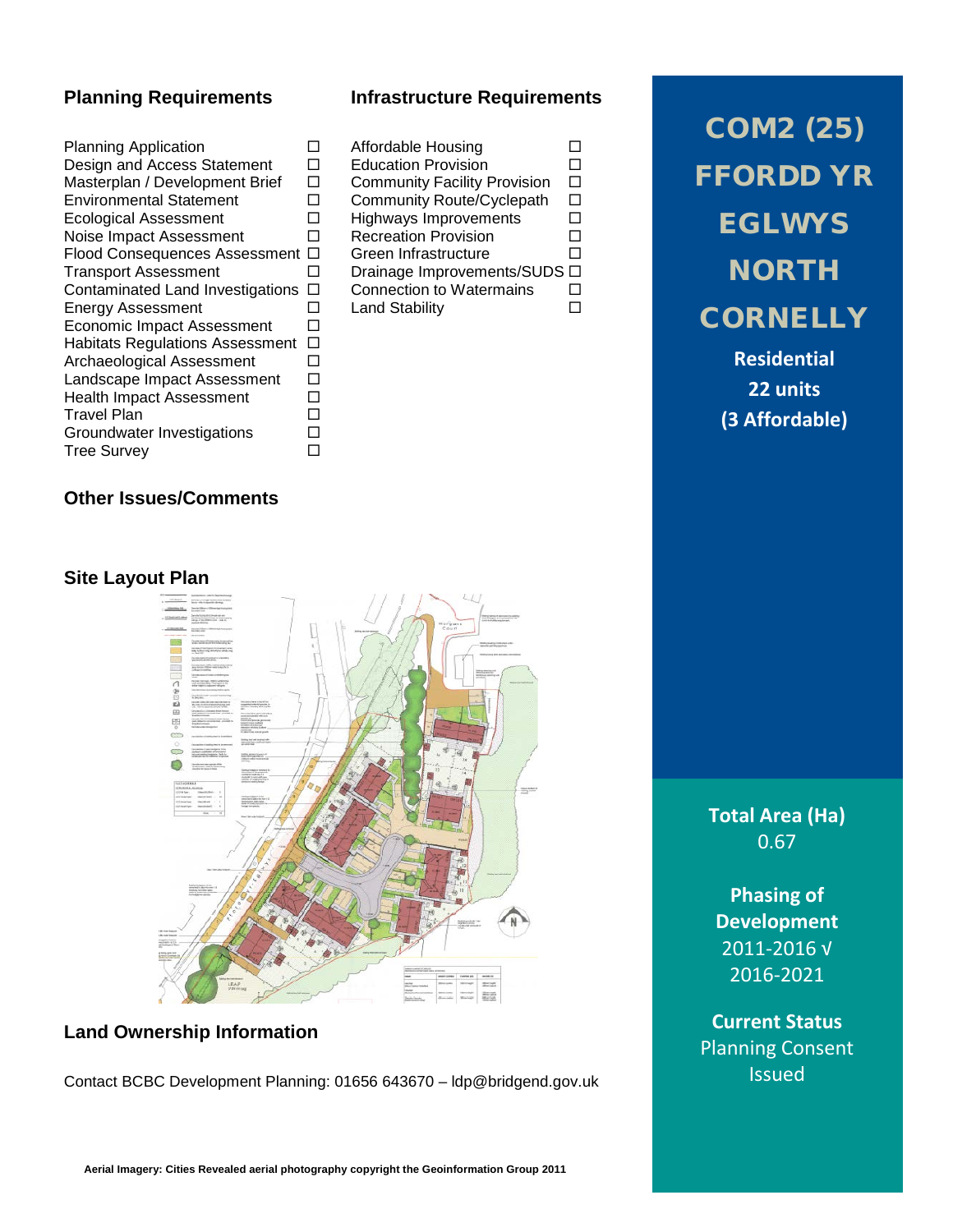## Planning Requirements

- Planning Application ☐
- Design and Access Statement ☐
- Masterplan / Development Brief ☐
- Environmental Statement ☐
- Ecological Assessment ☐
- Noise Impact Assessment ☐
- Flood Consequences Assessment ☐
- Transport Assessment ☐
- Contaminated Land Investigations ☐
- Energy Assessment ☐
- Economic Impact Assessment ☐
- Habitats Regulations Assessment ☐
- Archaeological Assessment ☐
- Landscape Impact Assessment ☐
- Health Impact Assessment ☐
- Travel Plan ☐
- Groundwater Investigations ☐
- Tree Survey ☐

## Infrastructure Requirements

- Affordable Housing ☐
- Education Provision ☐
- Community Facility Provision ☐
- Community Route/Cyclepath ☐
- Highways Improvements ☐
- Recreation Provision ☐
- Green Infrastructure ☐
- Drainage Improvements/SUDS ☐
- Connection to Watermains ☐
- Land Stability ☐

# COM2 (25) FFORDD YR EGLWYS NORTH CORNELLY

**Residential**
**22 units**
**(3 Affordable)**

**Total Area (Ha)**
0.67

**Phasing of Development**
2011-2016 √
2016-2021

**Current Status**
Planning Consent Issued

## Other Issues/Comments

## Site Layout Plan

## Land Ownership Information

Contact BCBC Development Planning: 01656 643670 – ldp@bridgend.gov.uk

Aerial Imagery: Cities Revealed aerial photography copyright the Geoinformation Group 2011